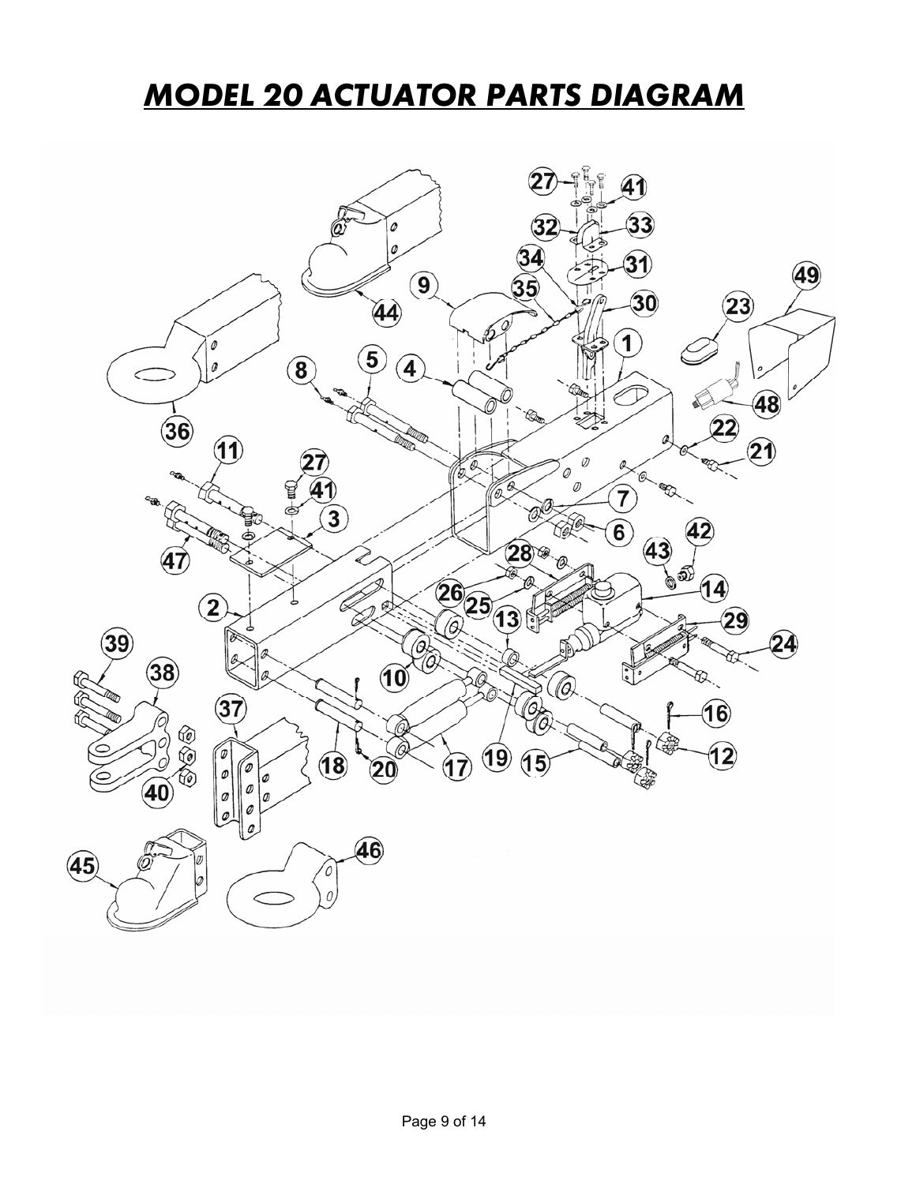# MODEL 20 ACTUATOR PARTS DIAGRAM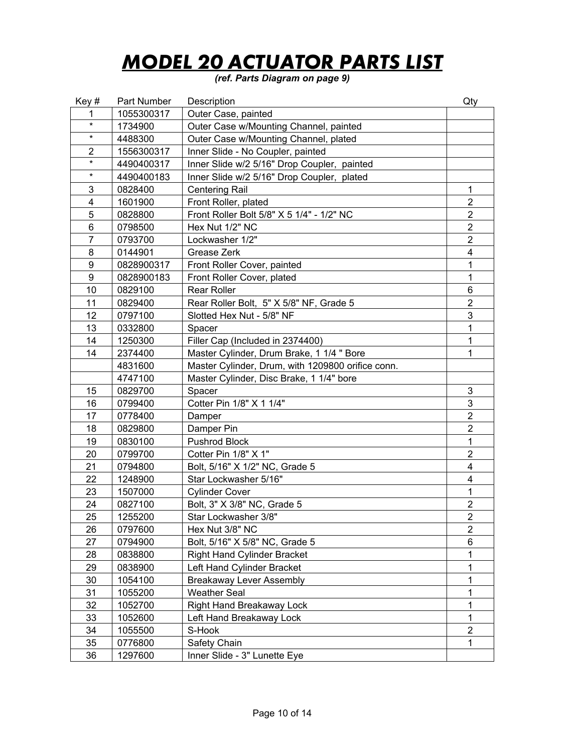# MODEL 20 ACTUATOR PARTS LIST

***(ref. Parts Diagram on page 9)***

| Key # | Part Number | Description | Qty |
|---|---|---|---|
| 1 | 1055300317 | Outer Case, painted | |
| * | 1734900 | Outer Case w/Mounting Channel, painted | |
| * | 4488300 | Outer Case w/Mounting Channel, plated | |
| 2 | 1556300317 | Inner Slide - No Coupler, painted | |
| * | 4490400317 | Inner Slide w/2 5/16" Drop Coupler, painted | |
| * | 4490400183 | Inner Slide w/2 5/16" Drop Coupler, plated | |
| 3 | 0828400 | Centering Rail | 1 |
| 4 | 1601900 | Front Roller, plated | 2 |
| 5 | 0828800 | Front Roller Bolt 5/8" X 5 1/4" - 1/2" NC | 2 |
| 6 | 0798500 | Hex Nut 1/2" NC | 2 |
| 7 | 0793700 | Lockwasher 1/2" | 2 |
| 8 | 0144901 | Grease Zerk | 4 |
| 9 | 0828900317 | Front Roller Cover, painted | 1 |
| 9 | 0828900183 | Front Roller Cover, plated | 1 |
| 10 | 0829100 | Rear Roller | 6 |
| 11 | 0829400 | Rear Roller Bolt, 5" X 5/8" NF, Grade 5 | 2 |
| 12 | 0797100 | Slotted Hex Nut - 5/8" NF | 3 |
| 13 | 0332800 | Spacer | 1 |
| 14 | 1250300 | Filler Cap (Included in 2374400) | 1 |
| 14 | 2374400 | Master Cylinder, Drum Brake, 1 1/4 " Bore | 1 |
| | 4831600 | Master Cylinder, Drum, with 1209800 orifice conn. | |
| | 4747100 | Master Cylinder, Disc Brake, 1 1/4" bore | |
| 15 | 0829700 | Spacer | 3 |
| 16 | 0799400 | Cotter Pin 1/8" X 1 1/4" | 3 |
| 17 | 0778400 | Damper | 2 |
| 18 | 0829800 | Damper Pin | 2 |
| 19 | 0830100 | Pushrod Block | 1 |
| 20 | 0799700 | Cotter Pin 1/8" X 1" | 2 |
| 21 | 0794800 | Bolt, 5/16" X 1/2" NC, Grade 5 | 4 |
| 22 | 1248900 | Star Lockwasher 5/16" | 4 |
| 23 | 1507000 | Cylinder Cover | 1 |
| 24 | 0827100 | Bolt, 3" X 3/8" NC, Grade 5 | 2 |
| 25 | 1255200 | Star Lockwasher 3/8" | 2 |
| 26 | 0797600 | Hex Nut 3/8" NC | 2 |
| 27 | 0794900 | Bolt, 5/16" X 5/8" NC, Grade 5 | 6 |
| 28 | 0838800 | Right Hand Cylinder Bracket | 1 |
| 29 | 0838900 | Left Hand Cylinder Bracket | 1 |
| 30 | 1054100 | Breakaway Lever Assembly | 1 |
| 31 | 1055200 | Weather Seal | 1 |
| 32 | 1052700 | Right Hand Breakaway Lock | 1 |
| 33 | 1052600 | Left Hand Breakaway Lock | 1 |
| 34 | 1055500 | S-Hook | 2 |
| 35 | 0776800 | Safety Chain | 1 |
| 36 | 1297600 | Inner Slide - 3" Lunette Eye | |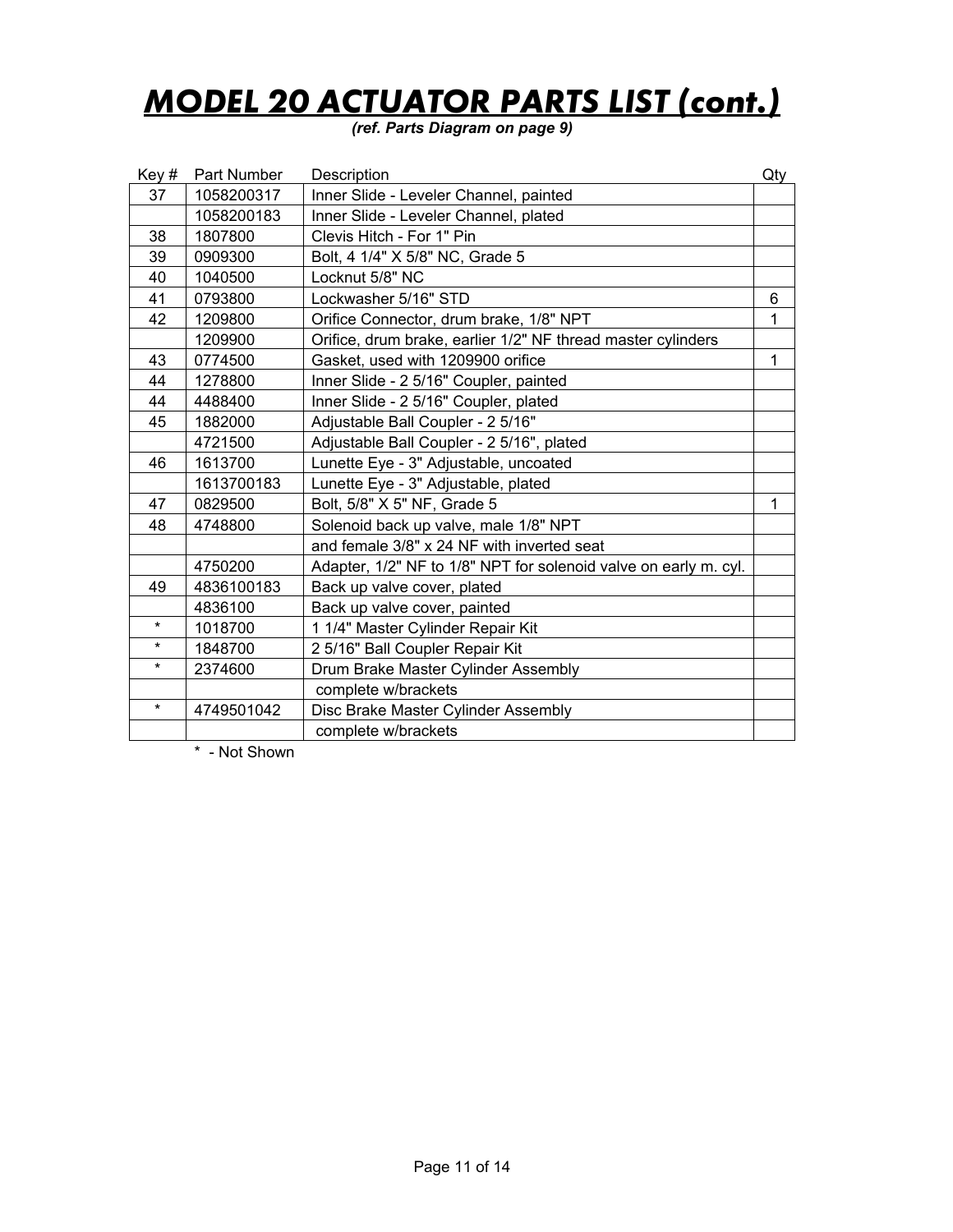# MODEL 20 ACTUATOR PARTS LIST (cont.)

***(ref. Parts Diagram on page 9)***

| Key # | Part Number | Description | Qty |
|---|---|---|---|
| 37 | 1058200317 | Inner Slide - Leveler Channel, painted | |
| | 1058200183 | Inner Slide - Leveler Channel, plated | |
| 38 | 1807800 | Clevis Hitch - For 1" Pin | |
| 39 | 0909300 | Bolt, 4 1/4" X 5/8" NC, Grade 5 | |
| 40 | 1040500 | Locknut 5/8" NC | |
| 41 | 0793800 | Lockwasher 5/16" STD | 6 |
| 42 | 1209800 | Orifice Connector, drum brake, 1/8" NPT | 1 |
| | 1209900 | Orifice, drum brake, earlier 1/2" NF thread master cylinders | |
| 43 | 0774500 | Gasket, used with 1209900 orifice | 1 |
| 44 | 1278800 | Inner Slide - 2 5/16" Coupler, painted | |
| 44 | 4488400 | Inner Slide - 2 5/16" Coupler, plated | |
| 45 | 1882000 | Adjustable Ball Coupler - 2 5/16" | |
| | 4721500 | Adjustable Ball Coupler - 2 5/16", plated | |
| 46 | 1613700 | Lunette Eye - 3" Adjustable, uncoated | |
| | 1613700183 | Lunette Eye - 3" Adjustable, plated | |
| 47 | 0829500 | Bolt, 5/8" X 5" NF, Grade 5 | 1 |
| 48 | 4748800 | Solenoid back up valve, male 1/8" NPT | |
| | | and female 3/8" x 24 NF with inverted seat | |
| | 4750200 | Adapter, 1/2" NF to 1/8" NPT for solenoid valve on early m. cyl. | |
| 49 | 4836100183 | Back up valve cover, plated | |
| | 4836100 | Back up valve cover, painted | |
| * | 1018700 | 1 1/4" Master Cylinder Repair Kit | |
| * | 1848700 | 2 5/16" Ball Coupler Repair Kit | |
| * | 2374600 | Drum Brake Master Cylinder Assembly | |
| | | complete w/brackets | |
| * | 4749501042 | Disc Brake Master Cylinder Assembly | |
| | | complete w/brackets | |

\* - Not Shown